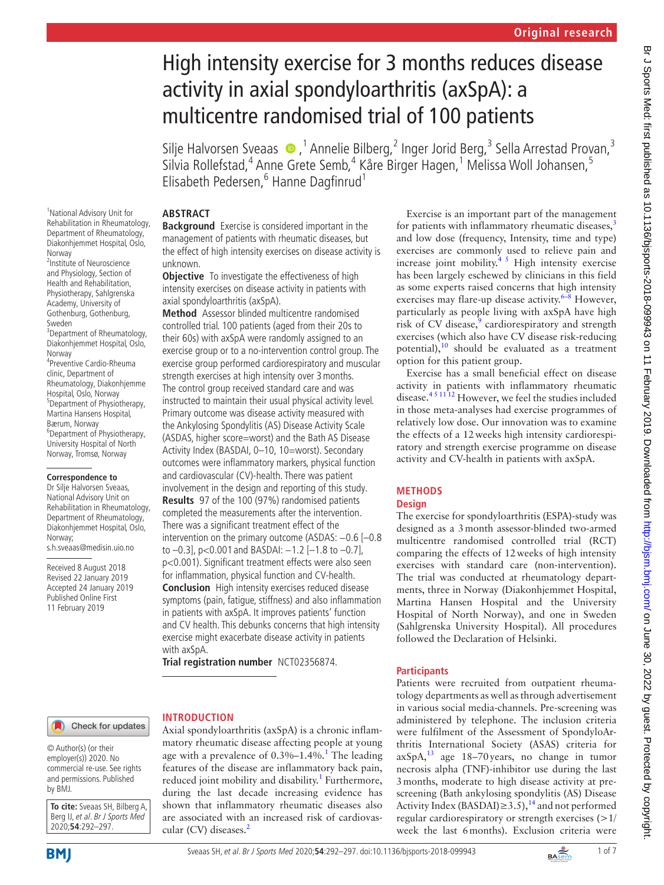Original research

# High intensity exercise for 3 months reduces disease activity in axial spondyloarthritis (axSpA): a multicentre randomised trial of 100 patients

Silje Halvorsen Sveaas,[1] Annelie Bilberg,[2] Inger Jorid Berg,[3] Sella Arrestad Provan,[3] Silvia Rollefstad,[4] Anne Grete Semb,[4] Kåre Birger Hagen,[1] Melissa Woll Johansen,[5] Elisabeth Pedersen,[6] Hanne Dagfinrud[1]

[1]National Advisory Unit for Rehabilitation in Rheumatology, Department of Rheumatology, Diakonhjemmet Hospital, Oslo, Norway
[2]Institute of Neuroscience and Physiology, Section of Health and Rehabilitation, Physiotherapy, Sahlgrenska Academy, University of Gothenburg, Gothenburg, Sweden
[3]Department of Rheumatology, Diakonhjemmet Hospital, Oslo, Norway
[4]Preventive Cardio-Rheuma clinic, Department of Rheumatology, Diakonhjemme Hospital, Oslo, Norway
[5]Department of Physiotherapy, Martina Hansens Hospital, Bærum, Norway
[6]Department of Physiotherapy, University Hospital of North Norway, Tromsø, Norway

**Correspondence to**
Dr Silje Halvorsen Sveaas, National Advisory Unit on Rehabilitation in Rheumatology, Department of Rheumatology, Diakonhjemmet Hospital, Oslo, Norway; s.h.sveaas@medisin.uio.no

Received 8 August 2018
Revised 22 January 2019
Accepted 24 January 2019
Published Online First 11 February 2019

© Author(s) (or their employer(s)) 2020. No commercial re-use. See rights and permissions. Published by BMJ.

**To cite:** Sveaas SH, Bilberg A, Berg IJ, *et al. Br J Sports Med* 2020;**54**:292–297.

## ABSTRACT

**Background** Exercise is considered important in the management of patients with rheumatic diseases, but the effect of high intensity exercises on disease activity is unknown.

**Objective** To investigate the effectiveness of high intensity exercises on disease activity in patients with axial spondyloarthritis (axSpA).

**Method** Assessor blinded multicentre randomised controlled trial. 100 patients (aged from their 20s to their 60s) with axSpA were randomly assigned to an exercise group or to a no-intervention control group. The exercise group performed cardiorespiratory and muscular strength exercises at high intensity over 3 months. The control group received standard care and was instructed to maintain their usual physical activity level. Primary outcome was disease activity measured with the Ankylosing Spondylitis (AS) Disease Activity Scale (ASDAS, higher score=worst) and the Bath AS Disease Activity Index (BASDAI, 0–10, 10=worst). Secondary outcomes were inflammatory markers, physical function and cardiovascular (CV)-health. There was patient involvement in the design and reporting of this study.

**Results** 97 of the 100 (97%) randomised patients completed the measurements after the intervention. There was a significant treatment effect of the intervention on the primary outcome (ASDAS: −0.6 [−0.8 to −0.3], p<0.001 and BASDAI: −1.2 [−1.8 to −0.7], p<0.001). Significant treatment effects were also seen for inflammation, physical function and CV-health.

**Conclusion** High intensity exercises reduced disease symptoms (pain, fatigue, stiffness) and also inflammation in patients with axSpA. It improves patients' function and CV health. This debunks concerns that high intensity exercise might exacerbate disease activity in patients with axSpA.

**Trial registration number** NCT02356874.

## INTRODUCTION

Axial spondyloarthritis (axSpA) is a chronic inflammatory rheumatic disease affecting people at young age with a prevalence of 0.3%–1.4%.[1] The leading features of the disease are inflammatory back pain, reduced joint mobility and disability.[1] Furthermore, during the last decade increasing evidence has shown that inflammatory rheumatic diseases also are associated with an increased risk of cardiovascular (CV) diseases.[2]

Exercise is an important part of the management for patients with inflammatory rheumatic diseases,[3] and low dose (frequency, Intensity, time and type) exercises are commonly used to relieve pain and increase joint mobility.[4,5] High intensity exercise has been largely eschewed by clinicians in this field as some experts raised concerns that high intensity exercises may flare-up disease activity.[6–8] However, particularly as people living with axSpA have high risk of CV disease,[9] cardiorespiratory and strength exercises (which also have CV disease risk-reducing potential),[10] should be evaluated as a treatment option for this patient group.

Exercise has a small beneficial effect on disease activity in patients with inflammatory rheumatic disease.[4,5,11,12] However, we feel the studies included in those meta-analyses had exercise programmes of relatively low dose. Our innovation was to examine the effects of a 12 weeks high intensity cardiorespiratory and strength exercise programme on disease activity and CV-health in patients with axSpA.

## METHODS

### Design

The exercise for spondyloarthritis (ESPA)-study was designed as a 3 month assessor-blinded two-armed multicentre randomised controlled trial (RCT) comparing the effects of 12 weeks of high intensity exercises with standard care (non-intervention). The trial was conducted at rheumatology departments, three in Norway (Diakonhjemmet Hospital, Martina Hansen Hospital and the University Hospital of North Norway), and one in Sweden (Sahlgrenska University Hospital). All procedures followed the Declaration of Helsinki.

### Participants

Patients were recruited from outpatient rheumatology departments as well as through advertisement in various social media-channels. Pre-screening was administered by telephone. The inclusion criteria were fulfilment of the Assessment of SpondyloArthritis International Society (ASAS) criteria for axSpA,[13] age 18–70 years, no change in tumor necrosis alpha (TNF)-inhibitor use during the last 3 months, moderate to high disease activity at pre-screening (Bath ankylosing spondylitis (AS) Disease Activity Index (BASDAI) ≥ 3.5),[14] and not performed regular cardiorespiratory or strength exercises (>1/week the last 6 months). Exclusion criteria were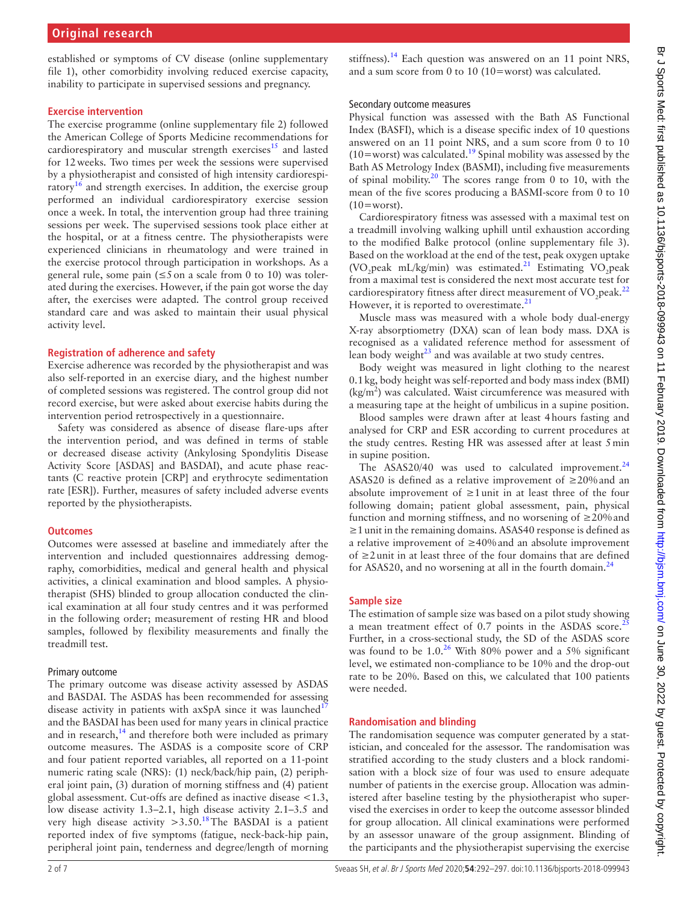established or symptoms of CV disease (online supplementary file 1), other comorbidity involving reduced exercise capacity, inability to participate in supervised sessions and pregnancy.

### Exercise intervention

The exercise programme (online supplementary file 2) followed the American College of Sports Medicine recommendations for cardiorespiratory and muscular strength exercises[15] and lasted for 12 weeks. Two times per week the sessions were supervised by a physiotherapist and consisted of high intensity cardiorespiratory[16] and strength exercises. In addition, the exercise group performed an individual cardiorespiratory exercise session once a week. In total, the intervention group had three training sessions per week. The supervised sessions took place either at the hospital, or at a fitness centre. The physiotherapists were experienced clinicians in rheumatology and were trained in the exercise protocol through participation in workshops. As a general rule, some pain (≤5 on a scale from 0 to 10) was tolerated during the exercises. However, if the pain got worse the day after, the exercises were adapted. The control group received standard care and was asked to maintain their usual physical activity level.

### Registration of adherence and safety

Exercise adherence was recorded by the physiotherapist and was also self-reported in an exercise diary, and the highest number of completed sessions was registered. The control group did not record exercise, but were asked about exercise habits during the intervention period retrospectively in a questionnaire.

Safety was considered as absence of disease flare-ups after the intervention period, and was defined in terms of stable or decreased disease activity (Ankylosing Spondylitis Disease Activity Score [ASDAS] and BASDAI), and acute phase reactants (C reactive protein [CRP] and erythrocyte sedimentation rate [ESR]). Further, measures of safety included adverse events reported by the physiotherapists.

### Outcomes

Outcomes were assessed at baseline and immediately after the intervention and included questionnaires addressing demography, comorbidities, medical and general health and physical activities, a clinical examination and blood samples. A physiotherapist (SHS) blinded to group allocation conducted the clinical examination at all four study centres and it was performed in the following order; measurement of resting HR and blood samples, followed by flexibility measurements and finally the treadmill test.

#### Primary outcome

The primary outcome was disease activity assessed by ASDAS and BASDAI. The ASDAS has been recommended for assessing disease activity in patients with axSpA since it was launched[17] and the BASDAI has been used for many years in clinical practice and in research,[14] and therefore both were included as primary outcome measures. The ASDAS is a composite score of CRP and four patient reported variables, all reported on a 11-point numeric rating scale (NRS): (1) neck/back/hip pain, (2) peripheral joint pain, (3) duration of morning stiffness and (4) patient global assessment. Cut-offs are defined as inactive disease <1.3, low disease activity 1.3–2.1, high disease activity 2.1–3.5 and very high disease activity >3.50.[18] The BASDAI is a patient reported index of five symptoms (fatigue, neck-back-hip pain, peripheral joint pain, tenderness and degree/length of morning stiffness).[14] Each question was answered on an 11 point NRS, and a sum score from 0 to 10 (10=worst) was calculated.

#### Secondary outcome measures

Physical function was assessed with the Bath AS Functional Index (BASFI), which is a disease specific index of 10 questions answered on an 11 point NRS, and a sum score from 0 to 10 (10=worst) was calculated.[19] Spinal mobility was assessed by the Bath AS Metrology Index (BASMI), including five measurements of spinal mobility.[20] The scores range from 0 to 10, with the mean of the five scores producing a BASMI-score from 0 to 10 (10=worst).

Cardiorespiratory fitness was assessed with a maximal test on a treadmill involving walking uphill until exhaustion according to the modified Balke protocol (online supplementary file 3). Based on the workload at the end of the test, peak oxygen uptake ($VO_2$peak mL/kg/min) was estimated.[21] Estimating $VO_2$peak from a maximal test is considered the next most accurate test for cardiorespiratory fitness after direct measurement of $VO_2$peak.[22] However, it is reported to overestimate.[21]

Muscle mass was measured with a whole body dual-energy X-ray absorptiometry (DXA) scan of lean body mass. DXA is recognised as a validated reference method for assessment of lean body weight[23] and was available at two study centres.

Body weight was measured in light clothing to the nearest 0.1 kg, body height was self-reported and body mass index (BMI) (kg/m$^2$) was calculated. Waist circumference was measured with a measuring tape at the height of umbilicus in a supine position.

Blood samples were drawn after at least 4 hours fasting and analysed for CRP and ESR according to current procedures at the study centres. Resting HR was assessed after at least 5 min in supine position.

The ASAS20/40 was used to calculated improvement.[24] ASAS20 is defined as a relative improvement of ≥20% and an absolute improvement of ≥1 unit in at least three of the four following domain; patient global assessment, pain, physical function and morning stiffness, and no worsening of ≥20% and ≥1 unit in the remaining domains. ASAS40 response is defined as a relative improvement of ≥40% and an absolute improvement of ≥2 unit in at least three of the four domains that are defined for ASAS20, and no worsening at all in the fourth domain.[24]

### Sample size

The estimation of sample size was based on a pilot study showing a mean treatment effect of 0.7 points in the ASDAS score.[25] Further, in a cross-sectional study, the SD of the ASDAS score was found to be 1.0.[26] With 80% power and a 5% significant level, we estimated non-compliance to be 10% and the drop-out rate to be 20%. Based on this, we calculated that 100 patients were needed.

### Randomisation and blinding

The randomisation sequence was computer generated by a statistician, and concealed for the assessor. The randomisation was stratified according to the study clusters and a block randomisation with a block size of four was used to ensure adequate number of patients in the exercise group. Allocation was administered after baseline testing by the physiotherapist who supervised the exercises in order to keep the outcome assessor blinded for group allocation. All clinical examinations were performed by an assessor unaware of the group assignment. Blinding of the participants and the physiotherapist supervising the exercise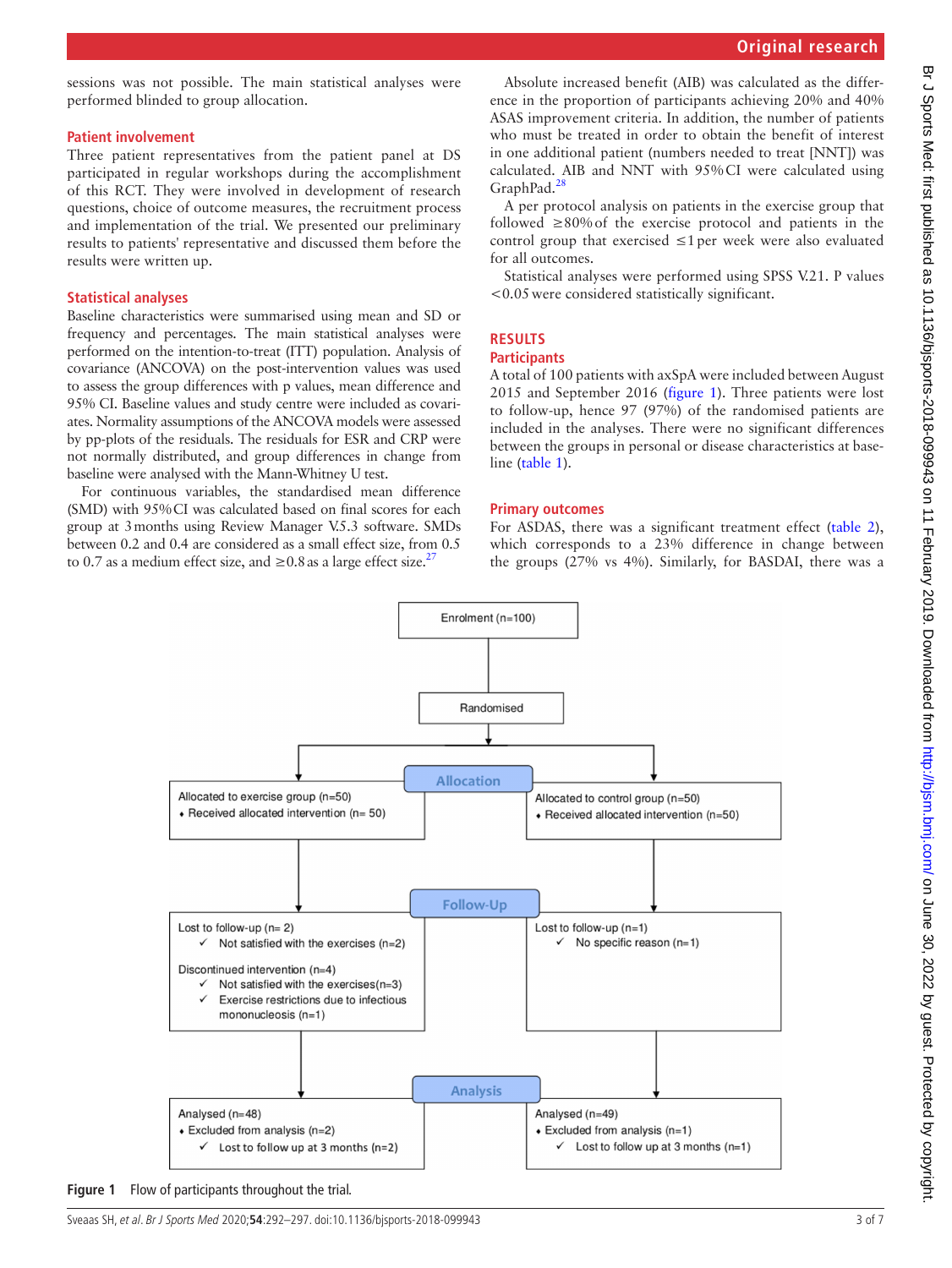sessions was not possible. The main statistical analyses were performed blinded to group allocation.

## Patient involvement

Three patient representatives from the patient panel at DS participated in regular workshops during the accomplishment of this RCT. They were involved in development of research questions, choice of outcome measures, the recruitment process and implementation of the trial. We presented our preliminary results to patients' representative and discussed them before the results were written up.

## Statistical analyses

Baseline characteristics were summarised using mean and SD or frequency and percentages. The main statistical analyses were performed on the intention-to-treat (ITT) population. Analysis of covariance (ANCOVA) on the post-intervention values was used to assess the group differences with p values, mean difference and 95% CI. Baseline values and study centre were included as covariates. Normality assumptions of the ANCOVA models were assessed by pp-plots of the residuals. The residuals for ESR and CRP were not normally distributed, and group differences in change from baseline were analysed with the Mann-Whitney U test.

For continuous variables, the standardised mean difference (SMD) with 95% CI was calculated based on final scores for each group at 3 months using Review Manager V.5.3 software. SMDs between 0.2 and 0.4 are considered as a small effect size, from 0.5 to 0.7 as a medium effect size, and ≥0.8 as a large effect size.[27]

Absolute increased benefit (AIB) was calculated as the difference in the proportion of participants achieving 20% and 40% ASAS improvement criteria. In addition, the number of patients who must be treated in order to obtain the benefit of interest in one additional patient (numbers needed to treat [NNT]) was calculated. AIB and NNT with 95% CI were calculated using GraphPad.[28]

A per protocol analysis on patients in the exercise group that followed ≥80% of the exercise protocol and patients in the control group that exercised ≤1 per week were also evaluated for all outcomes.

Statistical analyses were performed using SPSS V.21. P values <0.05 were considered statistically significant.

# RESULTS

## Participants

A total of 100 patients with axSpA were included between August 2015 and September 2016 (figure 1). Three patients were lost to follow-up, hence 97 (97%) of the randomised patients are included in the analyses. There were no significant differences between the groups in personal or disease characteristics at baseline (table 1).

## Primary outcomes

For ASDAS, there was a significant treatment effect (table 2), which corresponds to a 23% difference in change between the groups (27% vs 4%). Similarly, for BASDAI, there was a

Enrolment (n=100)

Randomised

**Allocation**

| Allocated to exercise group (n=50) | Allocated to control group (n=50) |
|---|---|
| • Received allocated intervention (n= 50) | • Received allocated intervention (n=50) |

**Follow-Up**

| Exercise group | Control group |
|---|---|
| Lost to follow-up (n= 2)<br>✓ Not satisfied with the exercises (n=2)<br>Discontinued intervention (n=4)<br>✓ Not satisfied with the exercises(n=3)<br>✓ Exercise restrictions due to infectious mononucleosis (n=1) | Lost to follow-up (n=1)<br>✓ No specific reason (n=1) |

**Analysis**

| Exercise group | Control group |
|---|---|
| Analysed (n=48)<br>• Excluded from analysis (n=2)<br>✓ Lost to follow up at 3 months (n=2) | Analysed (n=49)<br>• Excluded from analysis (n=1)<br>✓ Lost to follow up at 3 months (n=1) |

**Figure 1** Flow of participants throughout the trial.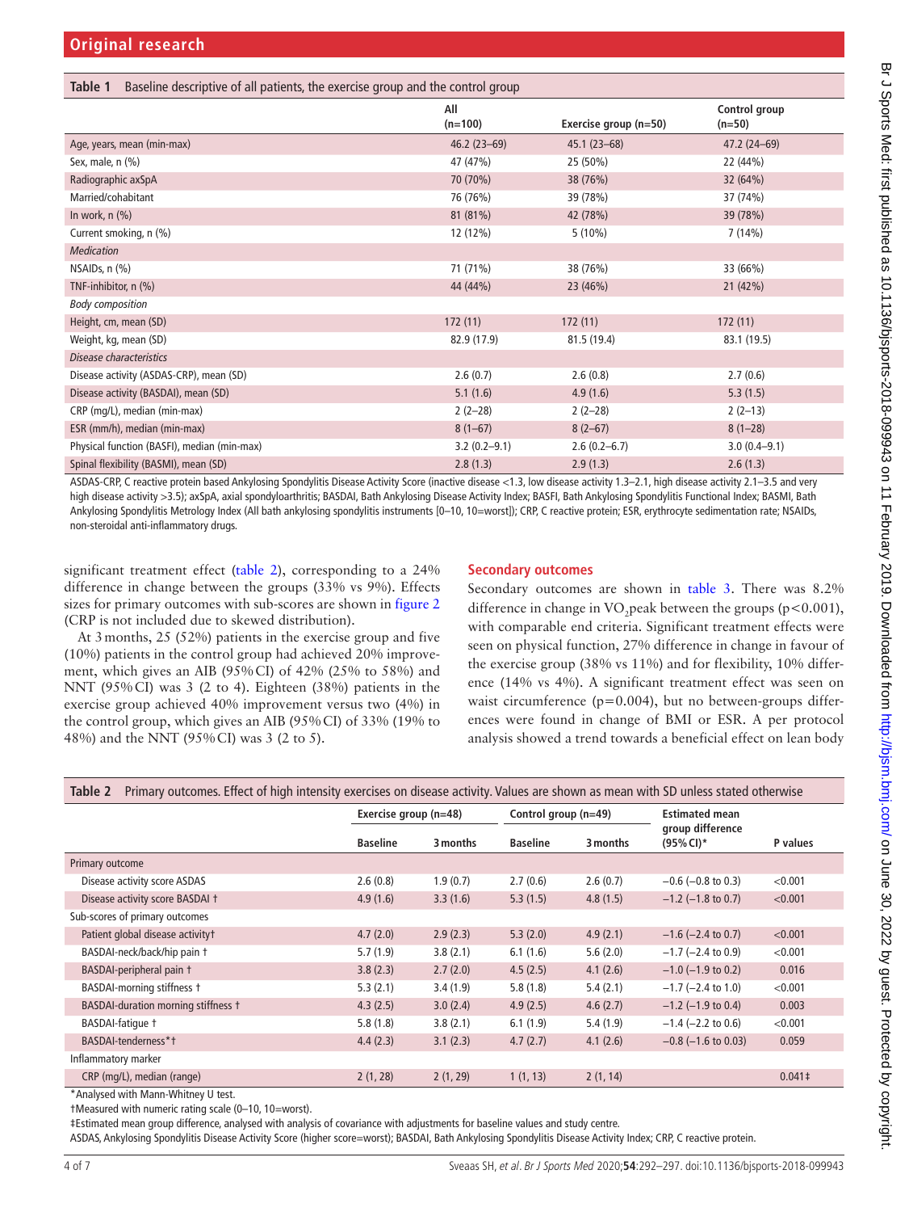**Table 1** Baseline descriptive of all patients, the exercise group and the control group

| | All (n=100) | Exercise group (n=50) | Control group (n=50) |
|---|---|---|---|
| Age, years, mean (min-max) | 46.2 (23–69) | 45.1 (23–68) | 47.2 (24–69) |
| Sex, male, n (%) | 47 (47%) | 25 (50%) | 22 (44%) |
| Radiographic axSpA | 70 (70%) | 38 (76%) | 32 (64%) |
| Married/cohabitant | 76 (76%) | 39 (78%) | 37 (74%) |
| In work, n (%) | 81 (81%) | 42 (78%) | 39 (78%) |
| Current smoking, n (%) | 12 (12%) | 5 (10%) | 7 (14%) |
| *Medication* | | | |
| NSAIDs, n (%) | 71 (71%) | 38 (76%) | 33 (66%) |
| TNF-inhibitor, n (%) | 44 (44%) | 23 (46%) | 21 (42%) |
| *Body composition* | | | |
| Height, cm, mean (SD) | 172 (11) | 172 (11) | 172 (11) |
| Weight, kg, mean (SD) | 82.9 (17.9) | 81.5 (19.4) | 83.1 (19.5) |
| *Disease characteristics* | | | |
| Disease activity (ASDAS-CRP), mean (SD) | 2.6 (0.7) | 2.6 (0.8) | 2.7 (0.6) |
| Disease activity (BASDAI), mean (SD) | 5.1 (1.6) | 4.9 (1.6) | 5.3 (1.5) |
| CRP (mg/L), median (min-max) | 2 (2–28) | 2 (2–28) | 2 (2–13) |
| ESR (mm/h), median (min-max) | 8 (1–67) | 8 (2–67) | 8 (1–28) |
| Physical function (BASFI), median (min-max) | 3.2 (0.2–9.1) | 2.6 (0.2–6.7) | 3.0 (0.4–9.1) |
| Spinal flexibility (BASMI), mean (SD) | 2.8 (1.3) | 2.9 (1.3) | 2.6 (1.3) |

ASDAS-CRP, C reactive protein based Ankylosing Spondylitis Disease Activity Score (inactive disease <1.3, low disease activity 1.3–2.1, high disease activity 2.1–3.5 and very high disease activity >3.5); axSpA, axial spondyloarthritis; BASDAI, Bath Ankylosing Disease Activity Index; BASFI, Bath Ankylosing Spondylitis Functional Index; BASMI, Bath Ankylosing Spondylitis Metrology Index (All bath ankylosing spondylitis instruments [0–10, 10=worst]); CRP, C reactive protein; ESR, erythrocyte sedimentation rate; NSAIDs, non-steroidal anti-inflammatory drugs.

significant treatment effect (table 2), corresponding to a 24% difference in change between the groups (33% vs 9%). Effects sizes for primary outcomes with sub-scores are shown in figure 2 (CRP is not included due to skewed distribution).

At 3 months, 25 (52%) patients in the exercise group and five (10%) patients in the control group had achieved 20% improvement, which gives an AIB (95% CI) of 42% (25% to 58%) and NNT (95% CI) was 3 (2 to 4). Eighteen (38%) patients in the exercise group achieved 40% improvement versus two (4%) in the control group, which gives an AIB (95% CI) of 33% (19% to 48%) and the NNT (95% CI) was 3 (2 to 5).

### Secondary outcomes

Secondary outcomes are shown in table 3. There was 8.2% difference in change in $VO_2$peak between the groups ($p<0.001$), with comparable end criteria. Significant treatment effects were seen on physical function, 27% difference in change in favour of the exercise group (38% vs 11%) and for flexibility, 10% difference (14% vs 4%). A significant treatment effect was seen on waist circumference ($p=0.004$), but no between-groups differences were found in change of BMI or ESR. A per protocol analysis showed a trend towards a beneficial effect on lean body

**Table 2** Primary outcomes. Effect of high intensity exercises on disease activity. Values are shown as mean with SD unless stated otherwise

| | Exercise group (n=48) | | Control group (n=49) | | Estimated mean group difference (95% CI)* | P values |
|---|---|---|---|---|---|---|
| | Baseline | 3 months | Baseline | 3 months | | |
| Primary outcome | | | | | | |
| Disease activity score ASDAS | 2.6 (0.8) | 1.9 (0.7) | 2.7 (0.6) | 2.6 (0.7) | −0.6 (−0.8 to 0.3) | <0.001 |
| Disease activity score BASDAI † | 4.9 (1.6) | 3.3 (1.6) | 5.3 (1.5) | 4.8 (1.5) | −1.2 (−1.8 to 0.7) | <0.001 |
| Sub-scores of primary outcomes | | | | | | |
| Patient global disease activity† | 4.7 (2.0) | 2.9 (2.3) | 5.3 (2.0) | 4.9 (2.1) | −1.6 (−2.4 to 0.7) | <0.001 |
| BASDAI-neck/back/hip pain † | 5.7 (1.9) | 3.8 (2.1) | 6.1 (1.6) | 5.6 (2.0) | −1.7 (−2.4 to 0.9) | <0.001 |
| BASDAI-peripheral pain † | 3.8 (2.3) | 2.7 (2.0) | 4.5 (2.5) | 4.1 (2.6) | −1.0 (−1.9 to 0.2) | 0.016 |
| BASDAI-morning stiffness † | 5.3 (2.1) | 3.4 (1.9) | 5.8 (1.8) | 5.4 (2.1) | −1.7 (−2.4 to 1.0) | <0.001 |
| BASDAI-duration morning stiffness † | 4.3 (2.5) | 3.0 (2.4) | 4.9 (2.5) | 4.6 (2.7) | −1.2 (−1.9 to 0.4) | 0.003 |
| BASDAI-fatigue † | 5.8 (1.8) | 3.8 (2.1) | 6.1 (1.9) | 5.4 (1.9) | −1.4 (−2.2 to 0.6) | <0.001 |
| BASDAI-tenderness*† | 4.4 (2.3) | 3.1 (2.3) | 4.7 (2.7) | 4.1 (2.6) | −0.8 (−1.6 to 0.03) | 0.059 |
| Inflammatory marker | | | | | | |
| CRP (mg/L), median (range) | 2 (1, 28) | 2 (1, 29) | 1 (1, 13) | 2 (1, 14) | | 0.041‡ |

*Analysed with Mann-Whitney U test.

†Measured with numeric rating scale (0–10, 10=worst).

‡Estimated mean group difference, analysed with analysis of covariance with adjustments for baseline values and study centre.

ASDAS, Ankylosing Spondylitis Disease Activity Score (higher score=worst); BASDAI, Bath Ankylosing Spondylitis Disease Activity Index; CRP, C reactive protein.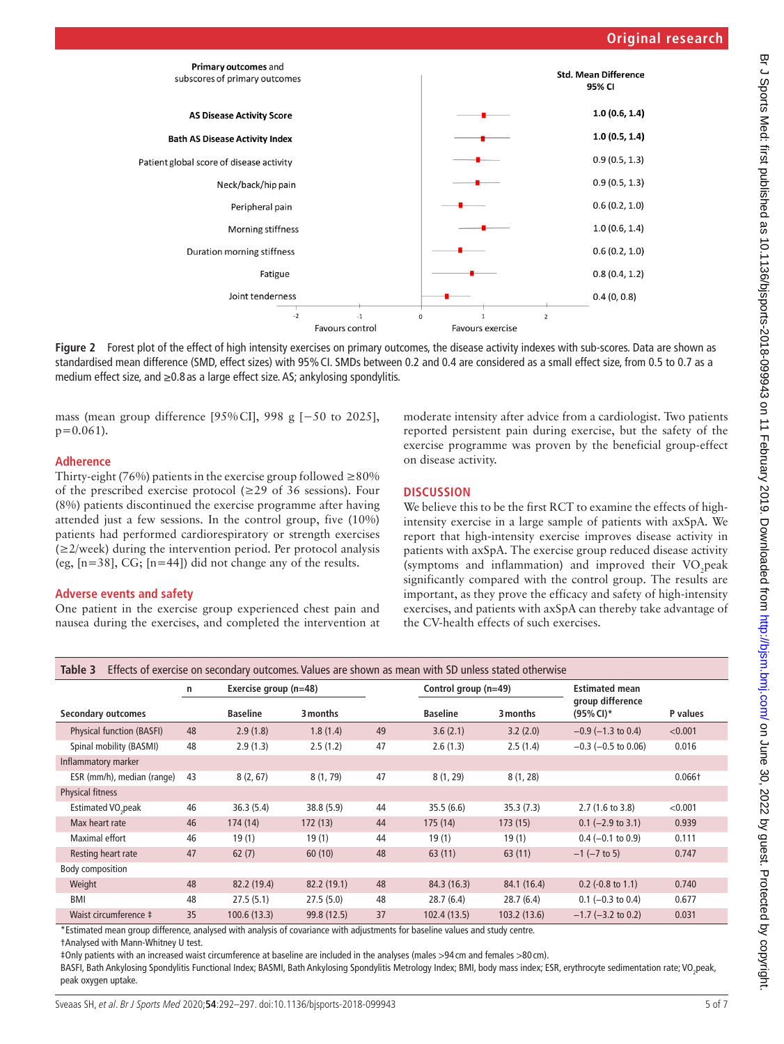| Primary outcomes and subscores of primary outcomes | Std. Mean Difference 95% CI |
|---|---|
| **AS Disease Activity Score** | **1.0 (0.6, 1.4)** |
| **Bath AS Disease Activity Index** | **1.0 (0.5, 1.4)** |
| Patient global score of disease activity | 0.9 (0.5, 1.3) |
| Neck/back/hip pain | 0.9 (0.5, 1.3) |
| Peripheral pain | 0.6 (0.2, 1.0) |
| Morning stiffness | 1.0 (0.6, 1.4) |
| Duration morning stiffness | 0.6 (0.2, 1.0) |
| Fatigue | 0.8 (0.4, 1.2) |
| Joint tenderness | 0.4 (0, 0.8) |

Favours control — Favours exercise

**Figure 2** Forest plot of the effect of high intensity exercises on primary outcomes, the disease activity indexes with sub-scores. Data are shown as standardised mean difference (SMD, effect sizes) with 95% CI. SMDs between 0.2 and 0.4 are considered as a small effect size, from 0.5 to 0.7 as a medium effect size, and ≥0.8 as a large effect size. AS; ankylosing spondylitis.

mass (mean group difference [95% CI], 998 g [−50 to 2025], p=0.061).

### Adherence

Thirty-eight (76%) patients in the exercise group followed ≥80% of the prescribed exercise protocol (≥29 of 36 sessions). Four (8%) patients discontinued the exercise programme after having attended just a few sessions. In the control group, five (10%) patients had performed cardiorespiratory or strength exercises (≥2/week) during the intervention period. Per protocol analysis (eg, [n=38], CG; [n=44]) did not change any of the results.

### Adverse events and safety

One patient in the exercise group experienced chest pain and nausea during the exercises, and completed the intervention at moderate intensity after advice from a cardiologist. Two patients reported persistent pain during exercise, but the safety of the exercise programme was proven by the beneficial group-effect on disease activity.

## DISCUSSION

We believe this to be the first RCT to examine the effects of high-intensity exercise in a large sample of patients with axSpA. We report that high-intensity exercise improves disease activity in patients with axSpA. The exercise group reduced disease activity (symptoms and inflammation) and improved their $VO_2$peak significantly compared with the control group. The results are important, as they prove the efficacy and safety of high-intensity exercises, and patients with axSpA can thereby take advantage of the CV-health effects of such exercises.

**Table 3** Effects of exercise on secondary outcomes. Values are shown as mean with SD unless stated otherwise

| Secondary outcomes | n | Exercise group (n=48) Baseline | Exercise group 3 months | n | Control group (n=49) Baseline | Control group 3 months | Estimated mean group difference (95% CI)* | P values |
|---|---|---|---|---|---|---|---|---|
| Physical function (BASFI) | 48 | 2.9 (1.8) | 1.8 (1.4) | 49 | 3.6 (2.1) | 3.2 (2.0) | −0.9 (−1.3 to 0.4) | <0.001 |
| Spinal mobility (BASMI) | 48 | 2.9 (1.3) | 2.5 (1.2) | 47 | 2.6 (1.3) | 2.5 (1.4) | −0.3 (−0.5 to 0.06) | 0.016 |
| Inflammatory marker | | | | | | | | |
| ESR (mm/h), median (range) | 43 | 8 (2, 67) | 8 (1, 79) | 47 | 8 (1, 29) | 8 (1, 28) | | 0.066† |
| Physical fitness | | | | | | | | |
| Estimated $VO_2$peak | 46 | 36.3 (5.4) | 38.8 (5.9) | 44 | 35.5 (6.6) | 35.3 (7.3) | 2.7 (1.6 to 3.8) | <0.001 |
| Max heart rate | 46 | 174 (14) | 172 (13) | 44 | 175 (14) | 173 (15) | 0.1 (−2.9 to 3.1) | 0.939 |
| Maximal effort | 46 | 19 (1) | 19 (1) | 44 | 19 (1) | 19 (1) | 0.4 (−0.1 to 0.9) | 0.111 |
| Resting heart rate | 47 | 62 (7) | 60 (10) | 48 | 63 (11) | 63 (11) | −1 (−7 to 5) | 0.747 |
| Body composition | | | | | | | | |
| Weight | 48 | 82.2 (19.4) | 82.2 (19.1) | 48 | 84.3 (16.3) | 84.1 (16.4) | 0.2 (-0.8 to 1.1) | 0.740 |
| BMI | 48 | 27.5 (5.1) | 27.5 (5.0) | 48 | 28.7 (6.4) | 28.7 (6.4) | 0.1 (−0.3 to 0.4) | 0.677 |
| Waist circumference ‡ | 35 | 100.6 (13.3) | 99.8 (12.5) | 37 | 102.4 (13.5) | 103.2 (13.6) | −1.7 (−3.2 to 0.2) | 0.031 |

*Estimated mean group difference, analysed with analysis of covariance with adjustments for baseline values and study centre.
†Analysed with Mann-Whitney U test.
‡Only patients with an increased waist circumference at baseline are included in the analyses (males >94 cm and females >80 cm).
BASFI, Bath Ankylosing Spondylitis Functional Index; BASMI, Bath Ankylosing Spondylitis Metrology Index; BMI, body mass index; ESR, erythrocyte sedimentation rate; $VO_2$peak, peak oxygen uptake.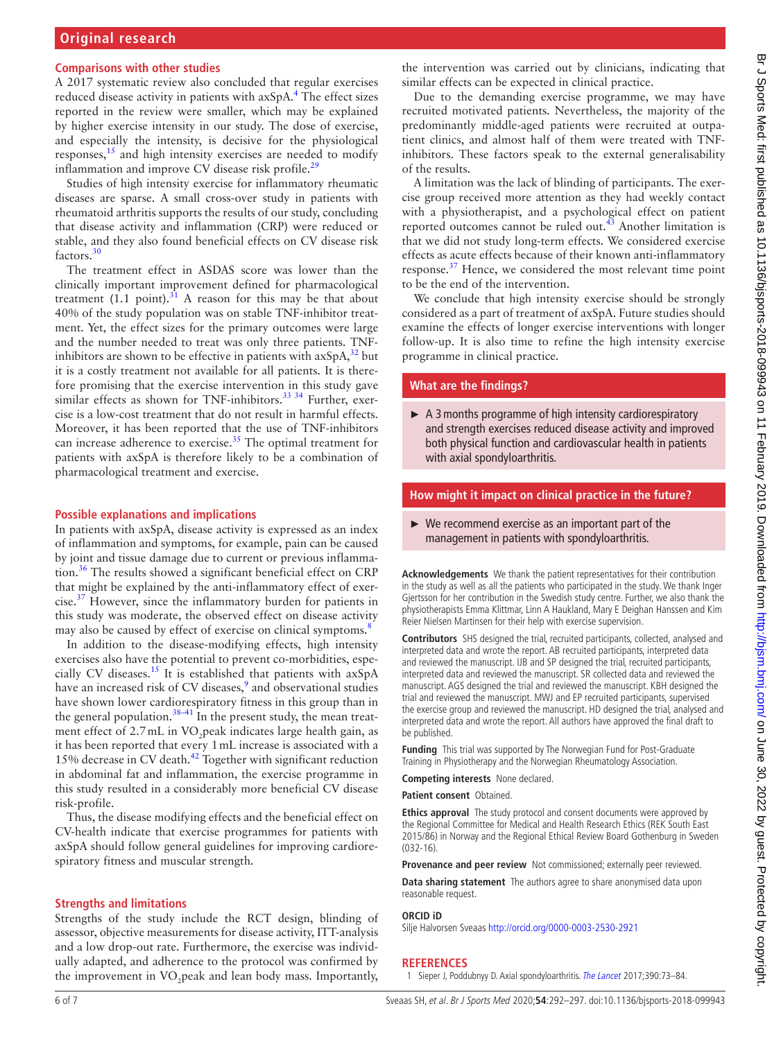## Comparisons with other studies

A 2017 systematic review also concluded that regular exercises reduced disease activity in patients with axSpA.[4] The effect sizes reported in the review were smaller, which may be explained by higher exercise intensity in our study. The dose of exercise, and especially the intensity, is decisive for the physiological responses,[15] and high intensity exercises are needed to modify inflammation and improve CV disease risk profile.[29]

Studies of high intensity exercise for inflammatory rheumatic diseases are sparse. A small cross-over study in patients with rheumatoid arthritis supports the results of our study, concluding that disease activity and inflammation (CRP) were reduced or stable, and they also found beneficial effects on CV disease risk factors.[30]

The treatment effect in ASDAS score was lower than the clinically important improvement defined for pharmacological treatment (1.1 point).[31] A reason for this may be that about 40% of the study population was on stable TNF-inhibitor treatment. Yet, the effect sizes for the primary outcomes were large and the number needed to treat was only three patients. TNF-inhibitors are shown to be effective in patients with axSpA,[32] but it is a costly treatment not available for all patients. It is therefore promising that the exercise intervention in this study gave similar effects as shown for TNF-inhibitors.[33 34] Further, exercise is a low-cost treatment that do not result in harmful effects. Moreover, it has been reported that the use of TNF-inhibitors can increase adherence to exercise.[35] The optimal treatment for patients with axSpA is therefore likely to be a combination of pharmacological treatment and exercise.

## Possible explanations and implications

In patients with axSpA, disease activity is expressed as an index of inflammation and symptoms, for example, pain can be caused by joint and tissue damage due to current or previous inflammation.[36] The results showed a significant beneficial effect on CRP that might be explained by the anti-inflammatory effect of exercise.[37] However, since the inflammatory burden for patients in this study was moderate, the observed effect on disease activity may also be caused by effect of exercise on clinical symptoms.[8]

In addition to the disease-modifying effects, high intensity exercises also have the potential to prevent co-morbidities, especially CV diseases.[15] It is established that patients with axSpA have an increased risk of CV diseases,[9] and observational studies have shown lower cardiorespiratory fitness in this group than in the general population.[38–41] In the present study, the mean treatment effect of 2.7 mL in $VO_2$peak indicates large health gain, as it has been reported that every 1 mL increase is associated with a 15% decrease in CV death.[42] Together with significant reduction in abdominal fat and inflammation, the exercise programme in this study resulted in a considerably more beneficial CV disease risk-profile.

Thus, the disease modifying effects and the beneficial effect on CV-health indicate that exercise programmes for patients with axSpA should follow general guidelines for improving cardiorespiratory fitness and muscular strength.

## Strengths and limitations

Strengths of the study include the RCT design, blinding of assessor, objective measurements for disease activity, ITT-analysis and a low drop-out rate. Furthermore, the exercise was individually adapted, and adherence to the protocol was confirmed by the improvement in $VO_2$peak and lean body mass. Importantly, the intervention was carried out by clinicians, indicating that similar effects can be expected in clinical practice.

Due to the demanding exercise programme, we may have recruited motivated patients. Nevertheless, the majority of the predominantly middle-aged patients were recruited at outpatient clinics, and almost half of them were treated with TNF-inhibitors. These factors speak to the external generalisability of the results.

A limitation was the lack of blinding of participants. The exercise group received more attention as they had weekly contact with a physiotherapist, and a psychological effect on patient reported outcomes cannot be ruled out.[43] Another limitation is that we did not study long-term effects. We considered exercise effects as acute effects because of their known anti-inflammatory response.[37] Hence, we considered the most relevant time point to be the end of the intervention.

We conclude that high intensity exercise should be strongly considered as a part of treatment of axSpA. Future studies should examine the effects of longer exercise interventions with longer follow-up. It is also time to refine the high intensity exercise programme in clinical practice.

### What are the findings?

- A 3 months programme of high intensity cardiorespiratory and strength exercises reduced disease activity and improved both physical function and cardiovascular health in patients with axial spondyloarthritis.

### How might it impact on clinical practice in the future?

- We recommend exercise as an important part of the management in patients with spondyloarthritis.

**Acknowledgements** We thank the patient representatives for their contribution in the study as well as all the patients who participated in the study. We thank Inger Gjertsson for her contribution in the Swedish study centre. Further, we also thank the physiotherapists Emma Klittmar, Linn A Haukland, Mary E Deighan Hanssen and Kim Reier Nielsen Martinsen for their help with exercise supervision.

**Contributors** SHS designed the trial, recruited participants, collected, analysed and interpreted data and wrote the report. AB recruited participants, interpreted data and reviewed the manuscript. IJB and SP designed the trial, recruited participants, interpreted data and reviewed the manuscript. SR collected data and reviewed the manuscript. AGS designed the trial and reviewed the manuscript. KBH designed the trial and reviewed the manuscript. MWJ and EP recruited participants, supervised the exercise group and reviewed the manuscript. HD designed the trial, analysed and interpreted data and wrote the report. All authors have approved the final draft to be published.

**Funding** This trial was supported by The Norwegian Fund for Post-Graduate Training in Physiotherapy and the Norwegian Rheumatology Association.

**Competing interests** None declared.

**Patient consent** Obtained.

**Ethics approval** The study protocol and consent documents were approved by the Regional Committee for Medical and Health Research Ethics (REK South East 2015/86) in Norway and the Regional Ethical Review Board Gothenburg in Sweden (032-16).

**Provenance and peer review** Not commissioned; externally peer reviewed.

**Data sharing statement** The authors agree to share anonymised data upon reasonable request.

**ORCID iD**

Silje Halvorsen Sveaas http://orcid.org/0000-0003-2530-2921

## REFERENCES

1. Sieper J, Poddubnyy D. Axial spondyloarthritis. *The Lancet* 2017;390:73–84.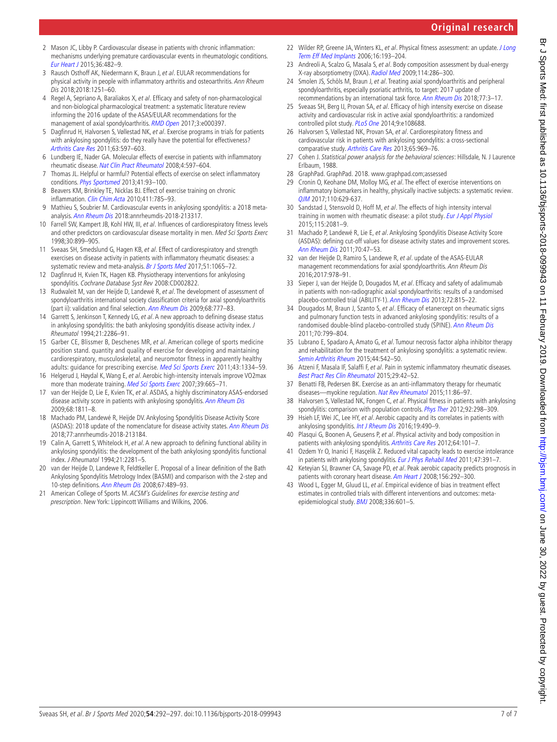2 Mason JC, Libby P. Cardiovascular disease in patients with chronic inflammation: mechanisms underlying premature cardiovascular events in rheumatologic conditions. *Eur Heart J* 2015;36:482–9.

3 Rausch Osthoff AK, Niedermann K, Braun J, *et al*. EULAR recommendations for physical activity in people with inflammatory arthritis and osteoarthritis. *Ann Rheum Dis* 2018;2018:1251–60.

4 Regel A, Sepriano A, Baraliakos X, *et al*. Efficacy and safety of non-pharmacological and non-biological pharmacological treatment: a systematic literature review informing the 2016 update of the ASAS/EULAR recommendations for the management of axial spondyloarthritis. *RMD Open* 2017;3:e000397.

5 Dagfinrud H, Halvorsen S, Vøllestad NK, *et al*. Exercise programs in trials for patients with ankylosing spondylitis: do they really have the potential for effectiveness? *Arthritis Care Res* 2011;63:597–603.

6 Lundberg IE, Nader GA. Molecular effects of exercise in patients with inflammatory rheumatic disease. *Nat Clin Pract Rheumatol* 2008;4:597–604.

7 Thomas JL. Helpful or harmful? Potential effects of exercise on select inflammatory conditions. *Phys Sportsmed* 2013;41:93–100.

8 Beavers KM, Brinkley TE, Nicklas BJ. Effect of exercise training on chronic inflammation. *Clin Chim Acta* 2010;411:785–93.

9 Mathieu S, Soubrier M. Cardiovascular events in ankylosing spondylitis: a 2018 meta-analysis. *Ann Rheum Dis* 2018:annrheumdis-2018-213317.

10 Farrell SW, Kampert JB, Kohl HW, III, *et al*. Influences of cardiorespiratory fitness levels and other predictors on cardiovascular disease mortality in men. *Med Sci Sports Exerc* 1998;30:899–905.

11 Sveaas SH, Smedslund G, Hagen KB, *et al*. Effect of cardiorespiratory and strength exercises on disease activity in patients with inflammatory rheumatic diseases: a systematic review and meta-analysis. *Br J Sports Med* 2017;51:1065–72.

12 Dagfinrud H, Kvien TK, Hagen KB. Physiotherapy interventions for ankylosing spondylitis. *Cochrane Database Syst Rev* 2008:CD002822.

13 Rudwaleit M, van der Heijde D, Landewé R, *et al*. The development of assessment of spondyloarthritis international society classification criteria for axial spondyloarthritis (part ii): validation and final selection. *Ann Rheum Dis* 2009;68:777–83.

14 Garrett S, Jenkinson T, Kennedy LG, *et al*. A new approach to defining disease status in ankylosing spondylitis: the bath ankylosing spondylitis disease activity index. *J Rheumatol* 1994;21:2286–91.

15 Garber CE, Blissmer B, Deschenes MR, *et al*. American college of sports medicine position stand. quantity and quality of exercise for developing and maintaining cardiorespiratory, musculoskeletal, and neuromotor fitness in apparently healthy adults: guidance for prescribing exercise. *Med Sci Sports Exerc* 2011;43:1334–59.

16 Helgerud J, Høydal K, Wang E, *et al*. Aerobic high-intensity intervals improve VO2max more than moderate training. *Med Sci Sports Exerc* 2007;39:665–71.

17 van der Heijde D, Lie E, Kvien TK, *et al*. ASDAS, a highly discriminatory ASAS-endorsed disease activity score in patients with ankylosing spondylitis. *Ann Rheum Dis* 2009;68:1811–8.

18 Machado PM, Landewé R, Heijde DV. Ankylosing Spondylitis Disease Activity Score (ASDAS): 2018 update of the nomenclature for disease activity states. *Ann Rheum Dis* 2018;77:annrheumdis-2018-213184.

19 Calin A, Garrett S, Whitelock H, *et al*. A new approach to defining functional ability in ankylosing spondylitis: the development of the bath ankylosing spondylitis functional index. *J Rheumatol* 1994;21:2281–5.

20 van der Heijde D, Landewe R, Feldtkeller E. Proposal of a linear definition of the Bath Ankylosing Spondylitis Metrology Index (BASMI) and comparison with the 2-step and 10-step definitions. *Ann Rheum Dis* 2008;67:489–93.

21 American College of Sports M. *ACSM's Guidelines for exercise testing and prescription*. New York: Lippincott Williams and Wilkins, 2006.

22 Wilder RP, Greene JA, Winters KL, *et al*. Physical fitness assessment: an update. *J Long Term Eff Med Implants* 2006;16:193–204.

23 Andreoli A, Scalzo G, Masala S, *et al*. Body composition assessment by dual-energy X-ray absorptiometry (DXA). *Radiol Med* 2009;114:286–300.

24 Smolen JS, Schöls M, Braun J, *et al*. Treating axial spondyloarthritis and peripheral spondyloarthritis, especially psoriatic arthritis, to target: 2017 update of recommendations by an international task force. *Ann Rheum Dis* 2018;77:3–17.

25 Sveaas SH, Berg IJ, Provan SA, *et al*. Efficacy of high intensity exercise on disease activity and cardiovascular risk in active axial spondyloarthritis: a randomized controlled pilot study. *PLoS One* 2014;9:e108688.

26 Halvorsen S, Vøllestad NK, Provan SA, *et al*. Cardiorespiratory fitness and cardiovascular risk in patients with ankylosing spondylitis: a cross-sectional comparative study. *Arthritis Care Res* 2013;65:969–76.

27 Cohen J. *Statistical power analysis for the behavioral sciences*: Hillsdale, N. J Laurence Erlbaum, 1988.

28 GraphPad. GraphPad. 2018. www.graphpad.com;assessed

29 Cronin O, Keohane DM, Molloy MG, *et al*. The effect of exercise interventions on inflammatory biomarkers in healthy, physically inactive subjects: a systematic review. *QJM* 2017;110:629-637.

30 Sandstad J, Stensvold D, Hoff M, *et al*. The effects of high intensity interval training in women with rheumatic disease: a pilot study. *Eur J Appl Physiol* 2015;115:2081–9.

31 Machado P, Landewé R, Lie E, *et al*. Ankylosing Spondylitis Disease Activity Score (ASDAS): defining cut-off values for disease activity states and improvement scores. *Ann Rheum Dis* 2011;70:47–53.

32 van der Heijde D, Ramiro S, Landewe R, *et al*. update of the ASAS-EULAR management recommendations for axial spondyloarthritis. *Ann Rheum Dis* 2016;2017:978–91.

33 Sieper J, van der Heijde D, Dougados M, *et al*. Efficacy and safety of adalimumab in patients with non-radiographic axial spondyloarthritis: results of a randomised placebo-controlled trial (ABILITY-1). *Ann Rheum Dis* 2013;72:815–22.

34 Dougados M, Braun J, Szanto S, *et al*. Efficacy of etanercept on rheumatic signs and pulmonary function tests in advanced ankylosing spondylitis: results of a randomised double-blind placebo-controlled study (SPINE). *Ann Rheum Dis* 2011;70:799–804.

35 Lubrano E, Spadaro A, Amato G, *et al*. Tumour necrosis factor alpha inhibitor therapy and rehabilitation for the treatment of ankylosing spondylitis: a systematic review. *Semin Arthritis Rheum* 2015;44:542–50.

36 Atzeni F, Masala IF, Salaffi F, *et al*. Pain in systemic inflammatory rheumatic diseases. *Best Pract Res Clin Rheumatol* 2015;29:42–52.

37 Benatti FB, Pedersen BK. Exercise as an anti-inflammatory therapy for rheumatic diseases—myokine regulation. *Nat Rev Rheumatol* 2015;11:86–97.

38 Halvorsen S, Vøllestad NK, Fongen C, *et al*. Physical fitness in patients with ankylosing spondylitis: comparison with population controls. *Phys Ther* 2012;92:298–309.

39 Hsieh LF, Wei JC, Lee HY, *et al*. Aerobic capacity and its correlates in patients with ankylosing spondylitis. *Int J Rheum Dis* 2016;19:490–9.

40 Plasqui G, Boonen A, Geusens P, *et al*. Physical activity and body composition in patients with ankylosing spondylitis. *Arthritis Care Res* 2012;64:101–7.

41 Ozdem Yr O, Inanici F, Hasçelik Z. Reduced vital capacity leads to exercise intolerance in patients with ankylosing spondylitis. *Eur J Phys Rehabil Med* 2011;47:391–7.

42 Keteyian SJ, Brawner CA, Savage PD, *et al*. Peak aerobic capacity predicts prognosis in patients with coronary heart disease. *Am Heart J* 2008;156:292–300.

43 Wood L, Egger M, Gluud LL, *et al*. Empirical evidence of bias in treatment effect estimates in controlled trials with different interventions and outcomes: meta-epidemiological study. *BMJ* 2008;336:601–5.